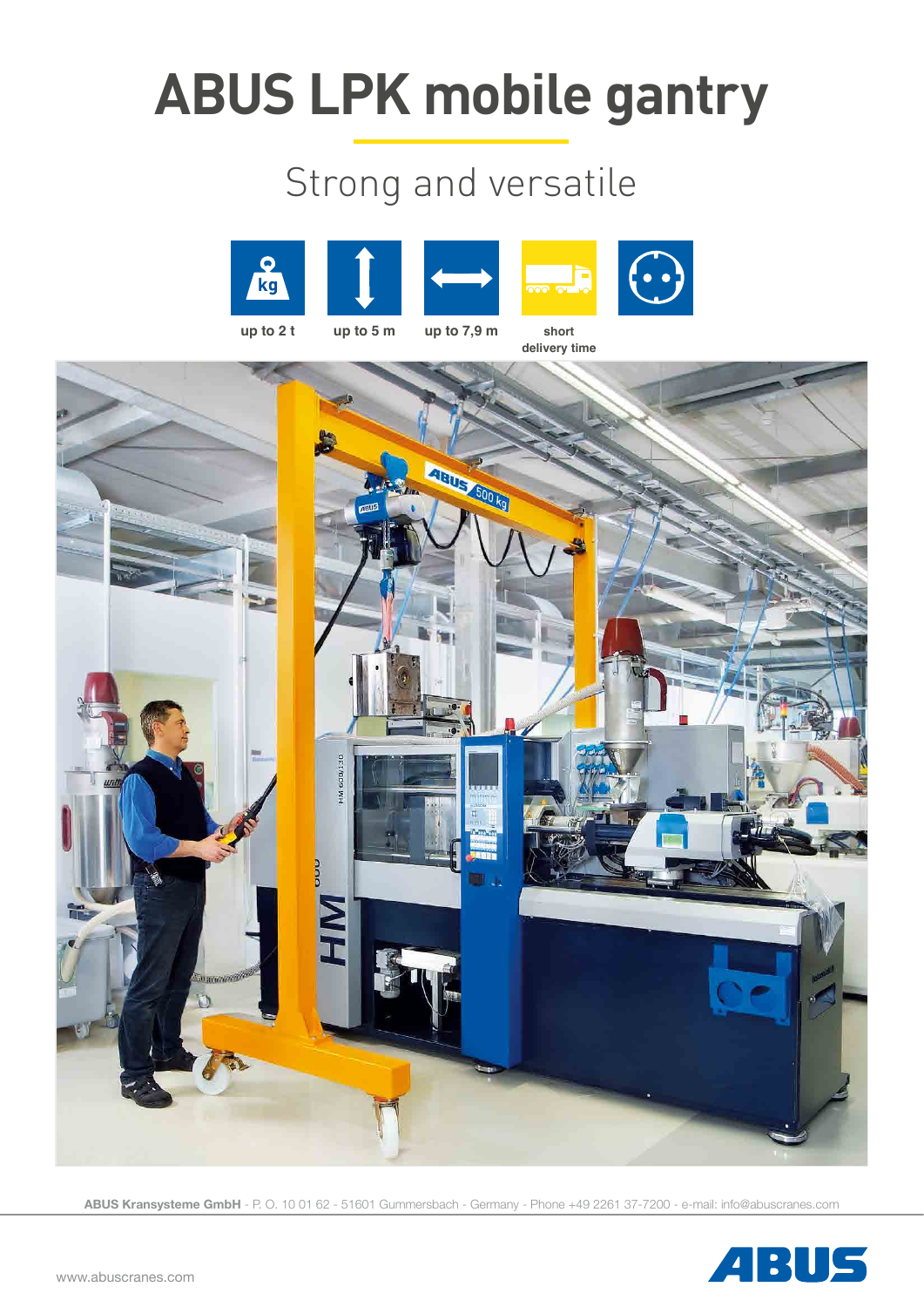# ABUS LPK mobile gantry

## Strong and versatile

up to 2 t

up to 5 m

up to 7,9 m

short delivery time

**ABUS Kransysteme GmbH** - P. O. 10 01 62 - 51601 Gummersbach - Germany - Phone +49 2261 37-7200 - e-mail: info@abuscranes.com

www.abuscranes.com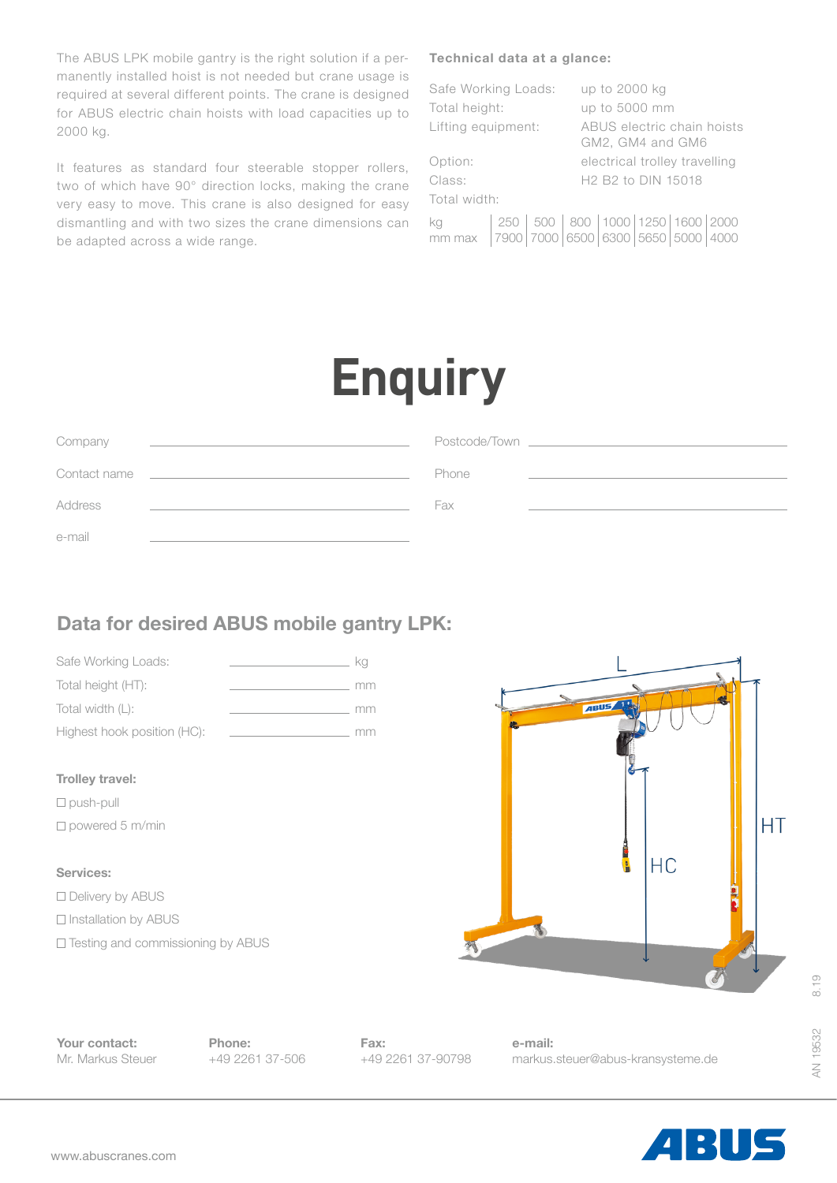The ABUS LPK mobile gantry is the right solution if a permanently installed hoist is not needed but crane usage is required at several different points. The crane is designed for ABUS electric chain hoists with load capacities up to 2000 kg.

It features as standard four steerable stopper rollers, two of which have 90° direction locks, making the crane very easy to move. This crane is also designed for easy dismantling and with two sizes the crane dimensions can be adapted across a wide range.

**Technical data at a glance:**

Safe Working Loads: up to 2000 kg
Total height: up to 5000 mm
Lifting equipment: ABUS electric chain hoists GM2, GM4 and GM6
Option: electrical trolley travelling
Class: H2 B2 to DIN 15018
Total width:

| | | | | | | | |
|---|---|---|---|---|---|---|---|
| kg | 250 | 500 | 800 | 1000 | 1250 | 1600 | 2000 |
| mm max | 7900 | 7000 | 6500 | 6300 | 5650 | 5000 | 4000 |

# Enquiry

Company ______________________

Contact name ______________________

Address ______________________

e-mail ______________________

Postcode/Town ______________________

Phone ______________________

Fax ______________________

## Data for desired ABUS mobile gantry LPK:

Safe Working Loads: ____________ kg

Total height (HT): ____________ mm

Total width (L): ____________ mm

Highest hook position (HC): ____________ mm

L

HT

HC

**Trolley travel:**

☐ push-pull

☐ powered 5 m/min

**Services:**

☐ Delivery by ABUS

☐ Installation by ABUS

☐ Testing and commissioning by ABUS

**Your contact:**
Mr. Markus Steuer

**Phone:**
+49 2261 37-506

**Fax:**
+49 2261 37-90798

**e-mail:**
markus.steuer@abus-kransysteme.de

AN 19532 8.19

www.abuscranes.com

ABUS